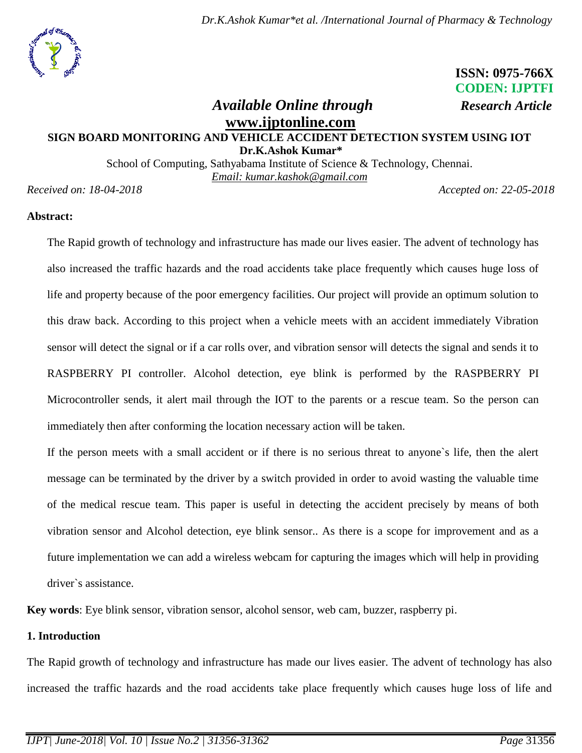**ISSN: 0975-766X**
**CODEN: IJPTFI**

*Available Online through* *Research Article*

**www.ijptonline.com**

# SIGN BOARD MONITORING AND VEHICLE ACCIDENT DETECTION SYSTEM USING IOT

**Dr.K.Ashok Kumar***

School of Computing, Sathyabama Institute of Science & Technology, Chennai.

*Email: kumar.kashok@gmail.com*

*Received on: 18-04-2018* *Accepted on: 22-05-2018*

**Abstract:**

The Rapid growth of technology and infrastructure has made our lives easier. The advent of technology has also increased the traffic hazards and the road accidents take place frequently which causes huge loss of life and property because of the poor emergency facilities. Our project will provide an optimum solution to this draw back. According to this project when a vehicle meets with an accident immediately Vibration sensor will detect the signal or if a car rolls over, and vibration sensor will detects the signal and sends it to RASPBERRY PI controller. Alcohol detection, eye blink is performed by the RASPBERRY PI Microcontroller sends, it alert mail through the IOT to the parents or a rescue team. So the person can immediately then after conforming the location necessary action will be taken.

If the person meets with a small accident or if there is no serious threat to anyone`s life, then the alert message can be terminated by the driver by a switch provided in order to avoid wasting the valuable time of the medical rescue team. This paper is useful in detecting the accident precisely by means of both vibration sensor and Alcohol detection, eye blink sensor.. As there is a scope for improvement and as a future implementation we can add a wireless webcam for capturing the images which will help in providing driver`s assistance.

**Key words**: Eye blink sensor, vibration sensor, alcohol sensor, web cam, buzzer, raspberry pi.

## 1. Introduction

The Rapid growth of technology and infrastructure has made our lives easier. The advent of technology has also increased the traffic hazards and the road accidents take place frequently which causes huge loss of life and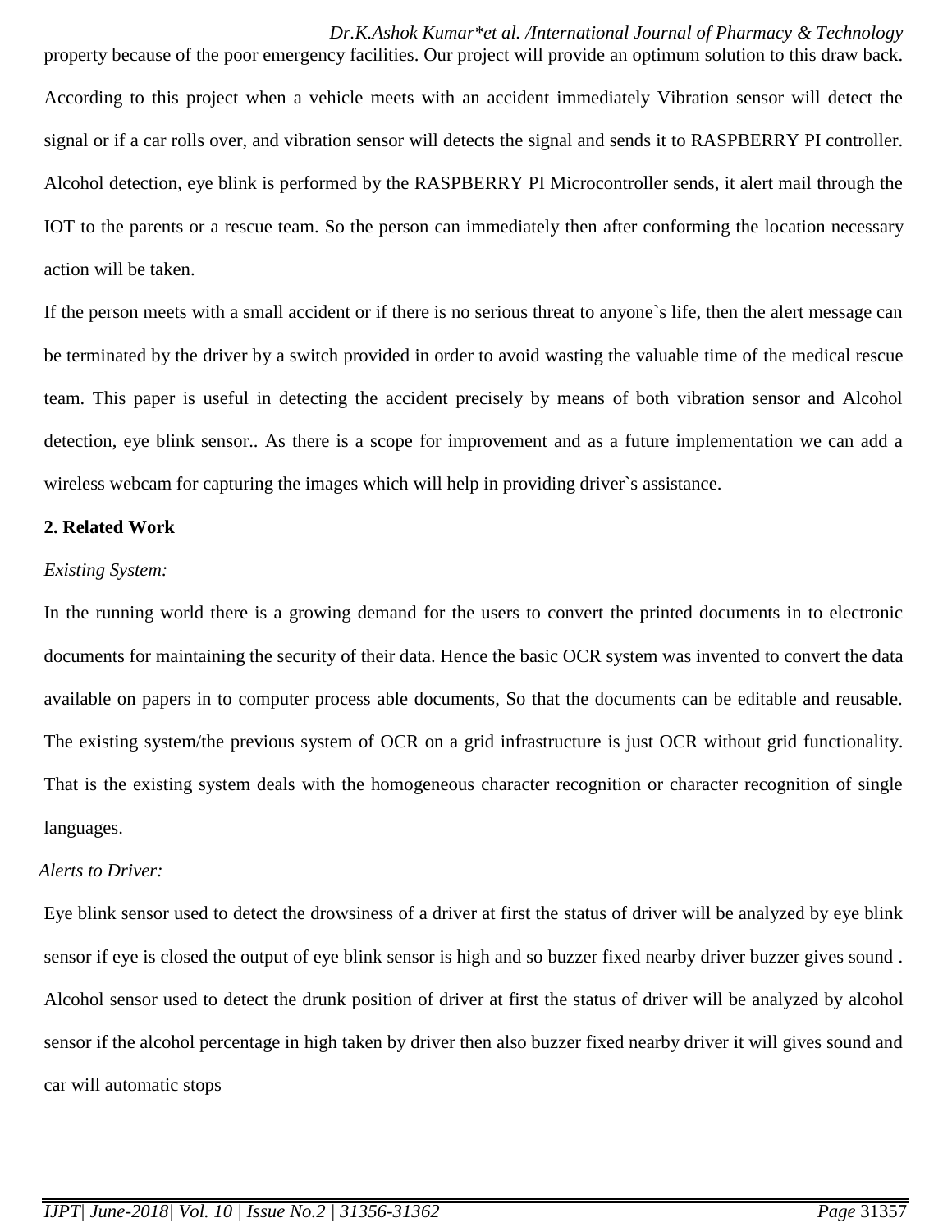property because of the poor emergency facilities. Our project will provide an optimum solution to this draw back. According to this project when a vehicle meets with an accident immediately Vibration sensor will detect the signal or if a car rolls over, and vibration sensor will detects the signal and sends it to RASPBERRY PI controller. Alcohol detection, eye blink is performed by the RASPBERRY PI Microcontroller sends, it alert mail through the IOT to the parents or a rescue team. So the person can immediately then after conforming the location necessary action will be taken.

If the person meets with a small accident or if there is no serious threat to anyone`s life, then the alert message can be terminated by the driver by a switch provided in order to avoid wasting the valuable time of the medical rescue team. This paper is useful in detecting the accident precisely by means of both vibration sensor and Alcohol detection, eye blink sensor.. As there is a scope for improvement and as a future implementation we can add a wireless webcam for capturing the images which will help in providing driver`s assistance.

## 2. Related Work

*Existing System:*

In the running world there is a growing demand for the users to convert the printed documents in to electronic documents for maintaining the security of their data. Hence the basic OCR system was invented to convert the data available on papers in to computer process able documents, So that the documents can be editable and reusable. The existing system/the previous system of OCR on a grid infrastructure is just OCR without grid functionality. That is the existing system deals with the homogeneous character recognition or character recognition of single languages.

*Alerts to Driver:*

Eye blink sensor used to detect the drowsiness of a driver at first the status of driver will be analyzed by eye blink sensor if eye is closed the output of eye blink sensor is high and so buzzer fixed nearby driver buzzer gives sound . Alcohol sensor used to detect the drunk position of driver at first the status of driver will be analyzed by alcohol sensor if the alcohol percentage in high taken by driver then also buzzer fixed nearby driver it will gives sound and car will automatic stops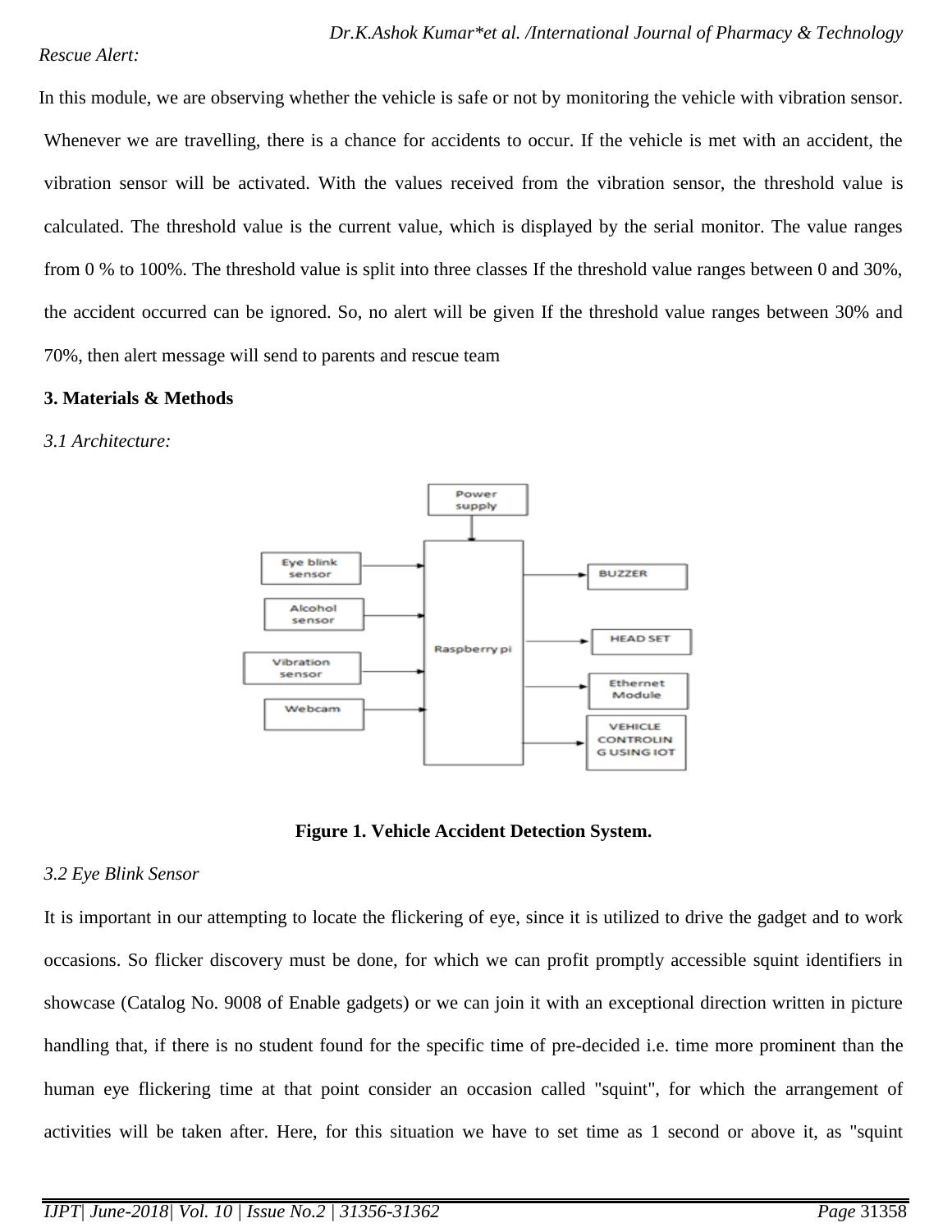*Rescue Alert:*

In this module, we are observing whether the vehicle is safe or not by monitoring the vehicle with vibration sensor. Whenever we are travelling, there is a chance for accidents to occur. If the vehicle is met with an accident, the vibration sensor will be activated. With the values received from the vibration sensor, the threshold value is calculated. The threshold value is the current value, which is displayed by the serial monitor. The value ranges from 0 % to 100%. The threshold value is split into three classes If the threshold value ranges between 0 and 30%, the accident occurred can be ignored. So, no alert will be given If the threshold value ranges between 30% and 70%, then alert message will send to parents and rescue team

## 3. Materials & Methods

### *3.1 Architecture:*

**Figure 1. Vehicle Accident Detection System.**

### *3.2 Eye Blink Sensor*

It is important in our attempting to locate the flickering of eye, since it is utilized to drive the gadget and to work occasions. So flicker discovery must be done, for which we can profit promptly accessible squint identifiers in showcase (Catalog No. 9008 of Enable gadgets) or we can join it with an exceptional direction written in picture handling that, if there is no student found for the specific time of pre-decided i.e. time more prominent than the human eye flickering time at that point consider an occasion called "squint", for which the arrangement of activities will be taken after. Here, for this situation we have to set time as 1 second or above it, as "squint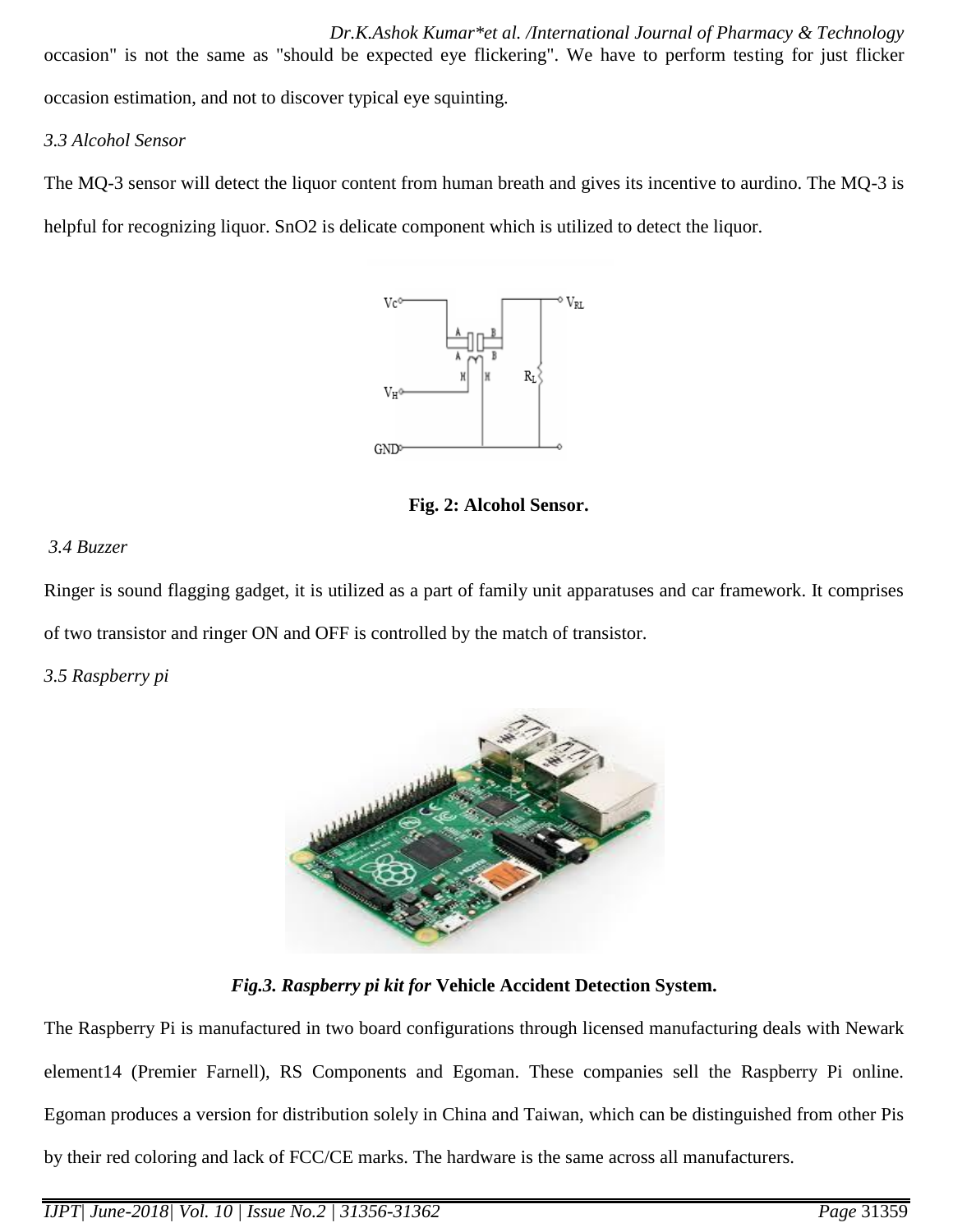occasion" is not the same as "should be expected eye flickering". We have to perform testing for just flicker occasion estimation, and not to discover typical eye squinting.

*3.3 Alcohol Sensor*

The MQ-3 sensor will detect the liquor content from human breath and gives its incentive to aurdino. The MQ-3 is helpful for recognizing liquor. $SnO_2$ is delicate component which is utilized to detect the liquor.

**Fig. 2: Alcohol Sensor.**

*3.4 Buzzer*

Ringer is sound flagging gadget, it is utilized as a part of family unit apparatuses and car framework. It comprises of two transistor and ringer ON and OFF is controlled by the match of transistor.

*3.5 Raspberry pi*

***Fig.3. Raspberry pi kit for* Vehicle Accident Detection System.**

The Raspberry Pi is manufactured in two board configurations through licensed manufacturing deals with Newark element14 (Premier Farnell), RS Components and Egoman. These companies sell the Raspberry Pi online. Egoman produces a version for distribution solely in China and Taiwan, which can be distinguished from other Pis by their red coloring and lack of FCC/CE marks. The hardware is the same across all manufacturers.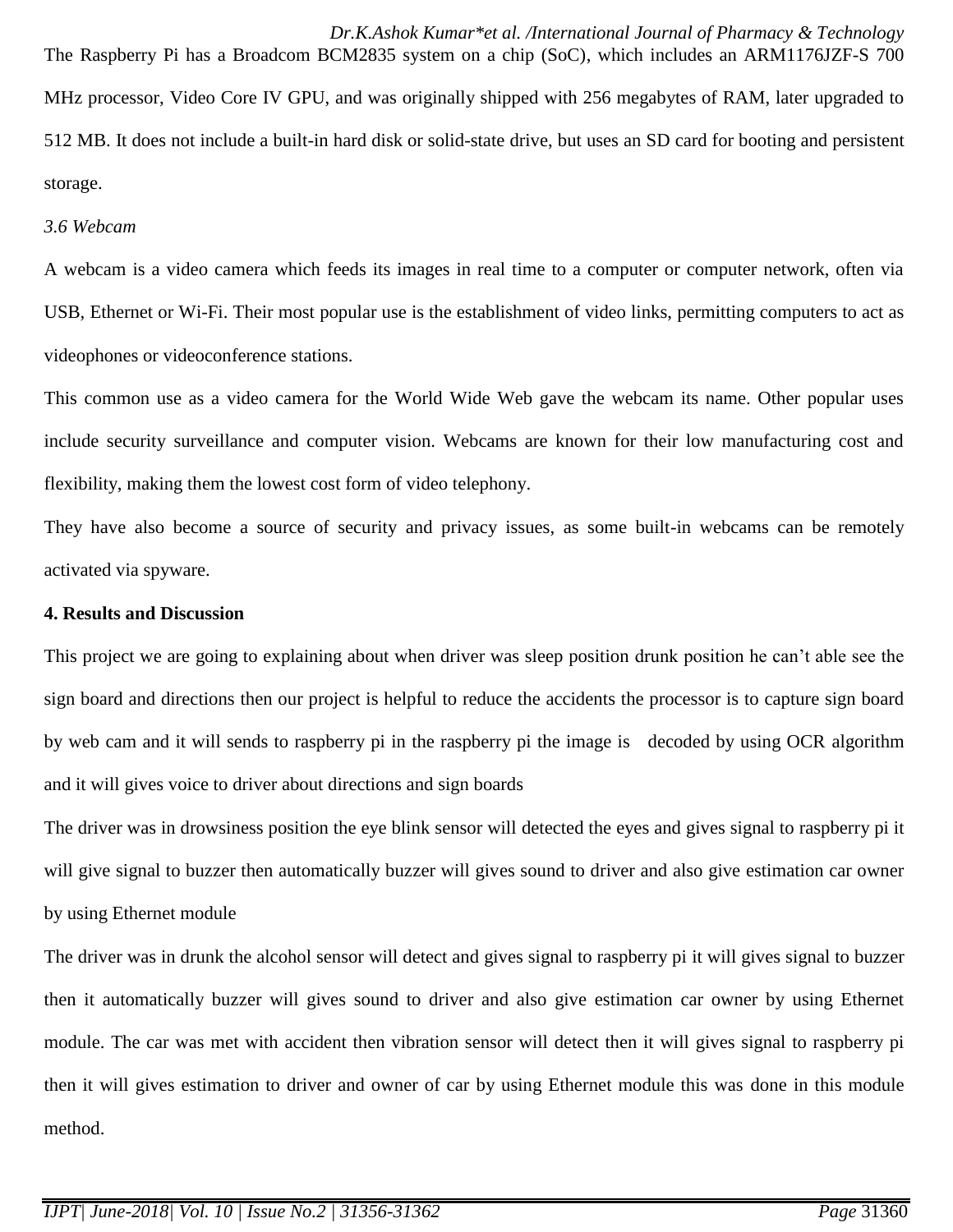The Raspberry Pi has a Broadcom BCM2835 system on a chip (SoC), which includes an ARM1176JZF-S 700 MHz processor, Video Core IV GPU, and was originally shipped with 256 megabytes of RAM, later upgraded to 512 MB. It does not include a built-in hard disk or solid-state drive, but uses an SD card for booting and persistent storage.

### *3.6 Webcam*

A webcam is a video camera which feeds its images in real time to a computer or computer network, often via USB, Ethernet or Wi-Fi. Their most popular use is the establishment of video links, permitting computers to act as videophones or videoconference stations.

This common use as a video camera for the World Wide Web gave the webcam its name. Other popular uses include security surveillance and computer vision. Webcams are known for their low manufacturing cost and flexibility, making them the lowest cost form of video telephony.

They have also become a source of security and privacy issues, as some built-in webcams can be remotely activated via spyware.

## 4. Results and Discussion

This project we are going to explaining about when driver was sleep position drunk position he can't able see the sign board and directions then our project is helpful to reduce the accidents the processor is to capture sign board by web cam and it will sends to raspberry pi in the raspberry pi the image is decoded by using OCR algorithm and it will gives voice to driver about directions and sign boards

The driver was in drowsiness position the eye blink sensor will detected the eyes and gives signal to raspberry pi it will give signal to buzzer then automatically buzzer will gives sound to driver and also give estimation car owner by using Ethernet module

The driver was in drunk the alcohol sensor will detect and gives signal to raspberry pi it will gives signal to buzzer then it automatically buzzer will gives sound to driver and also give estimation car owner by using Ethernet module. The car was met with accident then vibration sensor will detect then it will gives signal to raspberry pi then it will gives estimation to driver and owner of car by using Ethernet module this was done in this module method.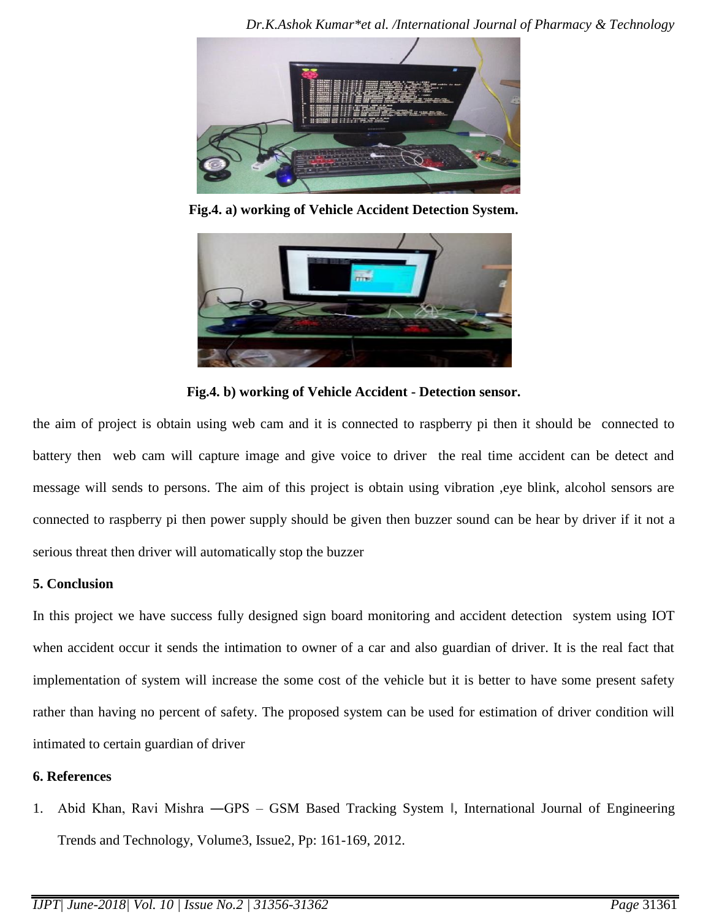**Fig.4. a) working of Vehicle Accident Detection System.**

**Fig.4. b) working of Vehicle Accident - Detection sensor.**

the aim of project is obtain using web cam and it is connected to raspberry pi then it should be connected to battery then web cam will capture image and give voice to driver the real time accident can be detect and message will sends to persons. The aim of this project is obtain using vibration ,eye blink, alcohol sensors are connected to raspberry pi then power supply should be given then buzzer sound can be hear by driver if it not a serious threat then driver will automatically stop the buzzer

## 5. Conclusion

In this project we have success fully designed sign board monitoring and accident detection system using IOT when accident occur it sends the intimation to owner of a car and also guardian of driver. It is the real fact that implementation of system will increase the some cost of the vehicle but it is better to have some present safety rather than having no percent of safety. The proposed system can be used for estimation of driver condition will intimated to certain guardian of driver

## 6. References

1. Abid Khan, Ravi Mishra ―GPS – GSM Based Tracking System ‖, International Journal of Engineering Trends and Technology, Volume3, Issue2, Pp: 161-169, 2012.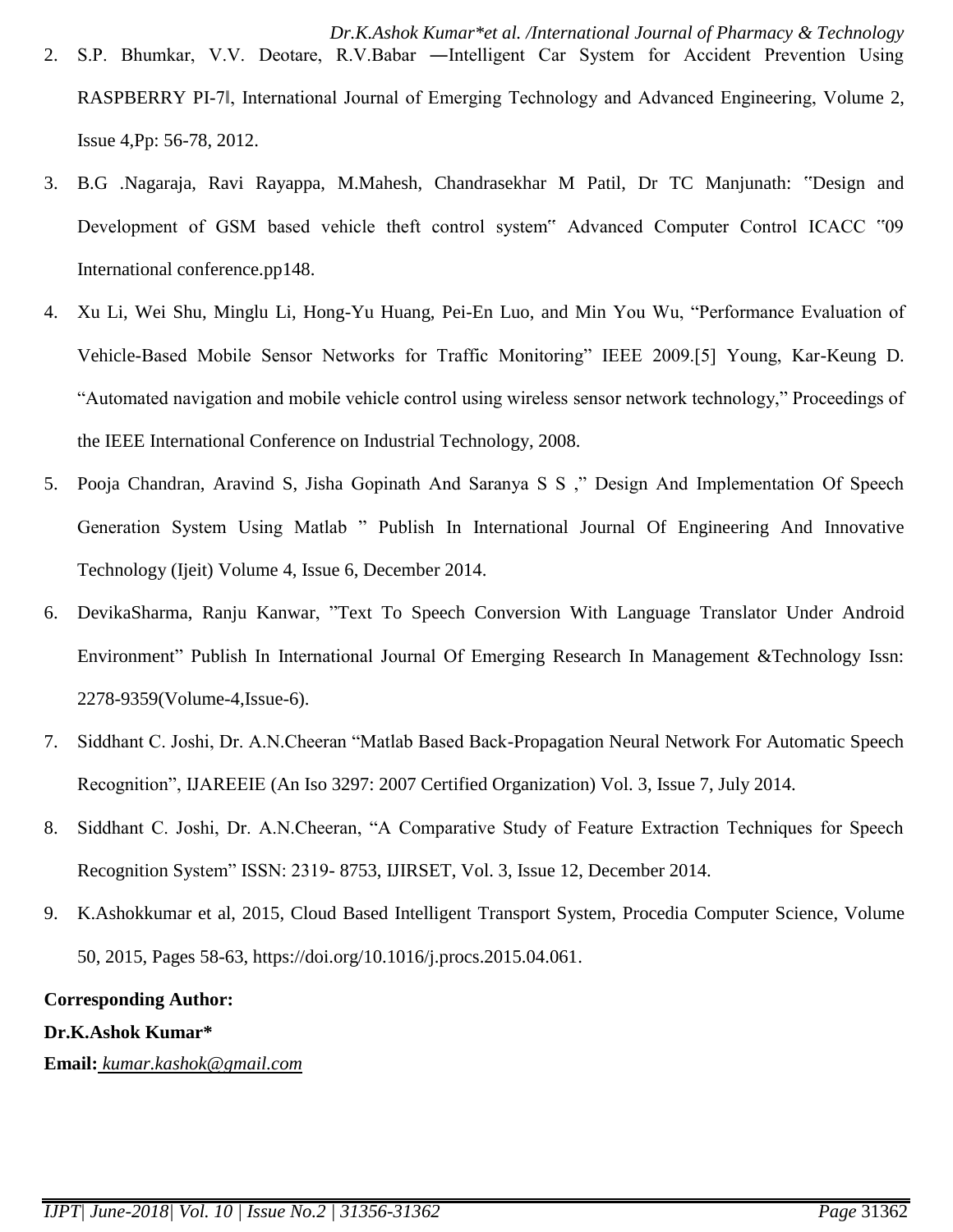2. S.P. Bhumkar, V.V. Deotare, R.V.Babar ―Intelligent Car System for Accident Prevention Using RASPBERRY PI-7‖, International Journal of Emerging Technology and Advanced Engineering, Volume 2, Issue 4,Pp: 56-78, 2012.
3. B.G .Nagaraja, Ravi Rayappa, M.Mahesh, Chandrasekhar M Patil, Dr TC Manjunath: "Design and Development of GSM based vehicle theft control system" Advanced Computer Control ICACC "09 International conference.pp148.
4. Xu Li, Wei Shu, Minglu Li, Hong-Yu Huang, Pei-En Luo, and Min You Wu, "Performance Evaluation of Vehicle-Based Mobile Sensor Networks for Traffic Monitoring" IEEE 2009.[5] Young, Kar-Keung D. "Automated navigation and mobile vehicle control using wireless sensor network technology," Proceedings of the IEEE International Conference on Industrial Technology, 2008.
5. Pooja Chandran, Aravind S, Jisha Gopinath And Saranya S S ," Design And Implementation Of Speech Generation System Using Matlab " Publish In International Journal Of Engineering And Innovative Technology (Ijeit) Volume 4, Issue 6, December 2014.
6. DevikaSharma, Ranju Kanwar, "Text To Speech Conversion With Language Translator Under Android Environment" Publish In International Journal Of Emerging Research In Management &Technology Issn: 2278-9359(Volume-4,Issue-6).
7. Siddhant C. Joshi, Dr. A.N.Cheeran "Matlab Based Back-Propagation Neural Network For Automatic Speech Recognition", IJAREEIE (An Iso 3297: 2007 Certified Organization) Vol. 3, Issue 7, July 2014.
8. Siddhant C. Joshi, Dr. A.N.Cheeran, "A Comparative Study of Feature Extraction Techniques for Speech Recognition System" ISSN: 2319- 8753, IJIRSET, Vol. 3, Issue 12, December 2014.
9. K.Ashokkumar et al, 2015, Cloud Based Intelligent Transport System, Procedia Computer Science, Volume 50, 2015, Pages 58-63, https://doi.org/10.1016/j.procs.2015.04.061.

**Corresponding Author:**

**Dr.K.Ashok Kumar***

**Email:** *kumar.kashok@gmail.com*